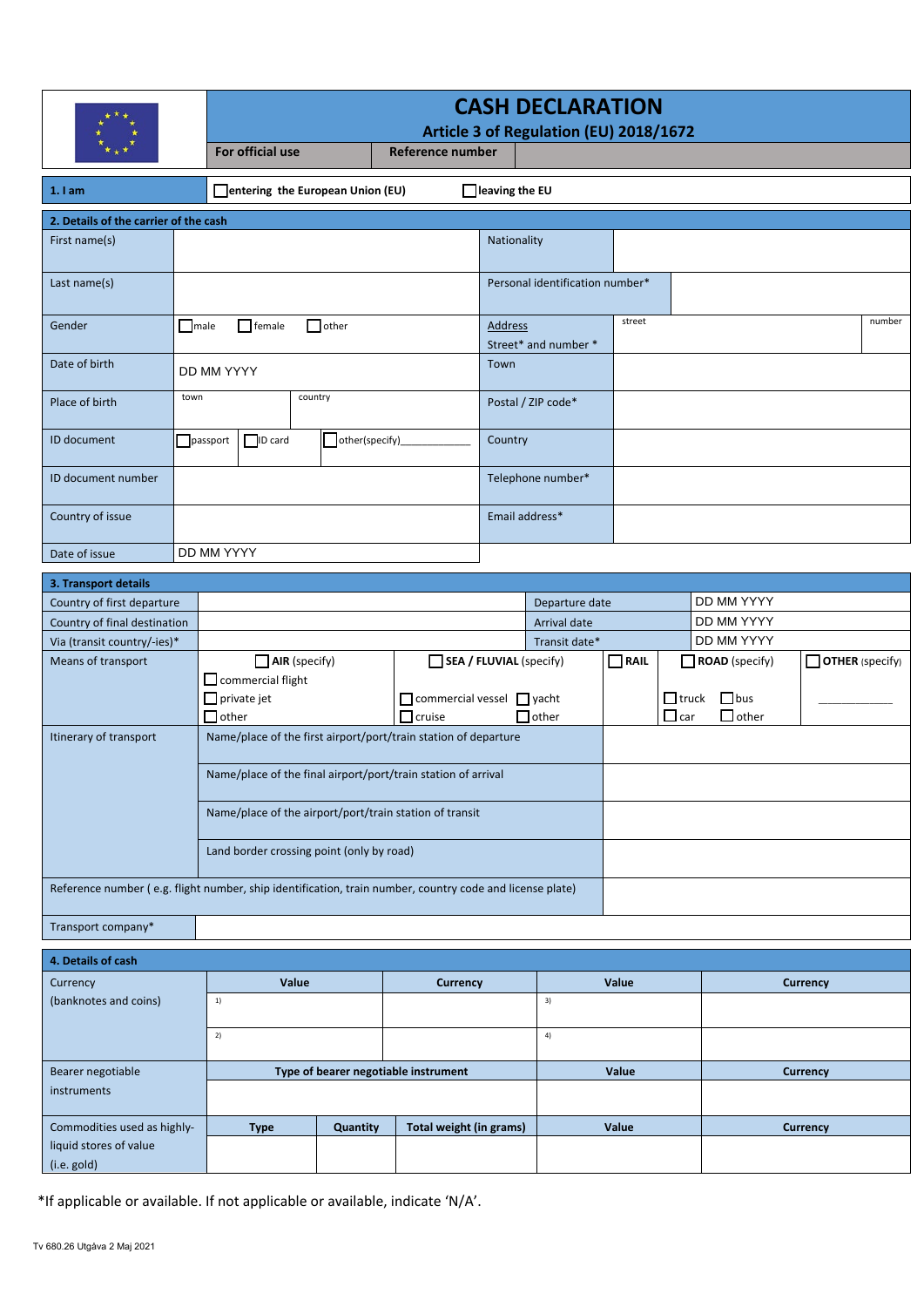# CASH DECLARATION

**Article 3 of Regulation (EU) 2018/1672**

| **For official use** | **Reference number** | |
|---|---|---|

| **1. I am** | ☐ entering the European Union (EU) | ☐ leaving the EU |
|---|---|---|

**2. Details of the carrier of the cash**

| First name(s) | | Nationality | |
|---|---|---|---|
| Last name(s) | | Personal identification number* | |
| Gender | ☐ male ☐ female ☐ other | Address Street* and number * | street / number |
| Date of birth | DD MM YYYY | Town | |
| Place of birth | town / country | Postal / ZIP code* | |
| ID document | ☐ passport ☐ ID card ☐ other(specify)____________ | Country | |
| ID document number | | Telephone number* | |
| Country of issue | | Email address* | |
| Date of issue | DD MM YYYY | | |

**3. Transport details**

| Country of first departure | | Departure date | DD MM YYYY |
|---|---|---|---|
| Country of final destination | | Arrival date | DD MM YYYY |
| Via (transit country/-ies)* | | Transit date* | DD MM YYYY |

| Means of transport | ☐ **AIR** (specify) | ☐ **SEA / FLUVIAL** (specify) | ☐ **RAIL** | ☐ **ROAD** (specify) | ☐ **OTHER** (specify) |
|---|---|---|---|---|---|
| | ☐ commercial flight<br>☐ private jet<br>☐ other | ☐ commercial vessel ☐ yacht<br>☐ cruise ☐ other | | ☐ truck ☐ bus<br>☐ car ☐ other | ____________ |

| Itinerary of transport | Name/place of the first airport/port/train station of departure | |
|---|---|---|
| | Name/place of the final airport/port/train station of arrival | |
| | Name/place of the airport/port/train station of transit | |
| | Land border crossing point (only by road) | |
| Reference number ( e.g. flight number, ship identification, train number, country code and license plate) | | |
| Transport company* | | |

**4. Details of cash**

| Currency (banknotes and coins) | **Value** | **Currency** | **Value** | **Currency** |
|---|---|---|---|---|
| | 1) | | 3) | |
| | 2) | | 4) | |

| Bearer negotiable instruments | **Type of bearer negotiable instrument** | **Value** | **Currency** |
|---|---|---|---|
| | | | |

| Commodities used as highly-liquid stores of value (i.e. gold) | **Type** | **Quantity** | **Total weight (in grams)** | **Value** | **Currency** |
|---|---|---|---|---|---|
| | | | | | |

*If applicable or available. If not applicable or available, indicate 'N/A'.

Tv 680.26 Utgåva 2 Maj 2021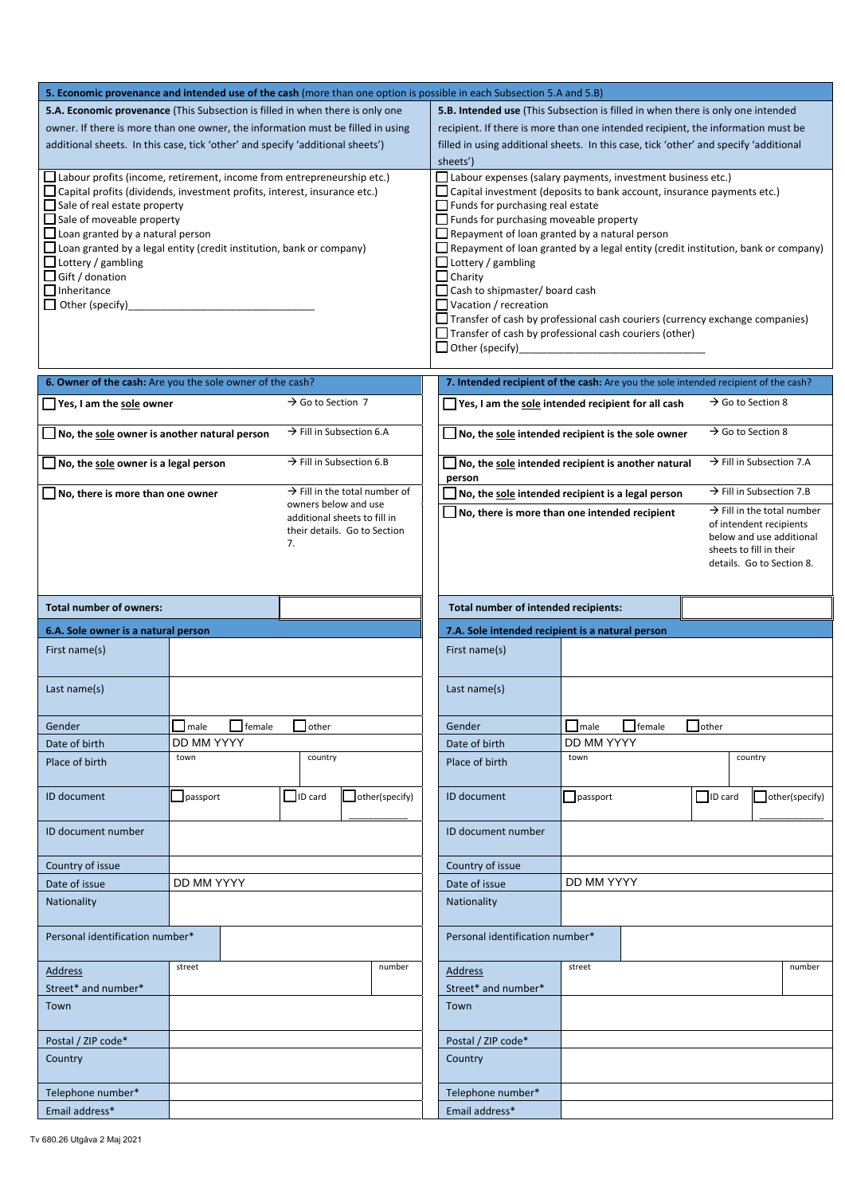## 5. Economic provenance and intended use of the cash (more than one option is possible in each Subsection 5.A and 5.B)

### 5.A. Economic provenance (This Subsection is filled in when there is only one owner. If there is more than one owner, the information must be filled in using additional sheets. In this case, tick 'other' and specify 'additional sheets')

- ☐ Labour profits (income, retirement, income from entrepreneurship etc.)
- ☐ Capital profits (dividends, investment profits, interest, insurance etc.)
- ☐ Sale of real estate property
- ☐ Sale of moveable property
- ☐ Loan granted by a natural person
- ☐ Loan granted by a legal entity (credit institution, bank or company)
- ☐ Lottery / gambling
- ☐ Gift / donation
- ☐ Inheritance
- ☐ Other (specify)________________________________

### 5.B. Intended use (This Subsection is filled in when there is only one intended recipient. If there is more than one intended recipient, the information must be filled in using additional sheets. In this case, tick 'other' and specify 'additional sheets')

- ☐ Labour expenses (salary payments, investment business etc.)
- ☐ Capital investment (deposits to bank account, insurance payments etc.)
- ☐ Funds for purchasing real estate
- ☐ Funds for purchasing moveable property
- ☐ Repayment of loan granted by a natural person
- ☐ Repayment of loan granted by a legal entity (credit institution, bank or company)
- ☐ Lottery / gambling
- ☐ Charity
- ☐ Cash to shipmaster/ board cash
- ☐ Vacation / recreation
- ☐ Transfer of cash by professional cash couriers (currency exchange companies)
- ☐ Transfer of cash by professional cash couriers (other)
- ☐ Other (specify)________________________________

## 6. Owner of the cash: Are you the sole owner of the cash?

| | |
|---|---|
| ☐ **Yes, I am the sole owner** | → Go to Section 7 |
| ☐ **No, the sole owner is another natural person** | → Fill in Subsection 6.A |
| ☐ **No, the sole owner is a legal person** | → Fill in Subsection 6.B |
| ☐ **No, there is more than one owner** | → Fill in the total number of owners below and use additional sheets to fill in their details. Go to Section 7. |
| **Total number of owners:** | |

### 6.A. Sole owner is a natural person

| | | | |
|---|---|---|---|
| First name(s) | | | |
| Last name(s) | | | |
| Gender | ☐ male | ☐ female | ☐ other |
| Date of birth | DD MM YYYY | | |
| Place of birth | town | country | |
| ID document | ☐ passport | ☐ ID card | ☐ other(specify) ________ |
| ID document number | | | |
| Country of issue | | | |
| Date of issue | DD MM YYYY | | |
| Nationality | | | |
| Personal identification number* | | | |
| Address Street* and number* | street | number | |
| Town | | | |
| Postal / ZIP code* | | | |
| Country | | | |
| Telephone number* | | | |
| Email address* | | | |

## 7. Intended recipient of the cash: Are you the sole intended recipient of the cash?

| | |
|---|---|
| ☐ **Yes, I am the sole intended recipient for all cash** | → Go to Section 8 |
| ☐ **No, the sole intended recipient is the sole owner** | → Go to Section 8 |
| ☐ **No, the sole intended recipient is another natural person** | → Fill in Subsection 7.A |
| ☐ **No, the sole intended recipient is a legal person** | → Fill in Subsection 7.B |
| ☐ **No, there is more than one intended recipient** | → Fill in the total number of intendent recipients below and use additional sheets to fill in their details. Go to Section 8. |
| **Total number of intended recipients:** | |

### 7.A. Sole intended recipient is a natural person

| | | | |
|---|---|---|---|
| First name(s) | | | |
| Last name(s) | | | |
| Gender | ☐ male | ☐ female | ☐ other |
| Date of birth | DD MM YYYY | | |
| Place of birth | town | country | |
| ID document | ☐ passport | ☐ ID card | ☐ other(specify) ________ |
| ID document number | | | |
| Country of issue | | | |
| Date of issue | DD MM YYYY | | |
| Nationality | | | |
| Personal identification number* | | | |
| Address Street* and number* | street | number | |
| Town | | | |
| Postal / ZIP code* | | | |
| Country | | | |
| Telephone number* | | | |
| Email address* | | | |

Tv 680.26 Utgåva 2 Maj 2021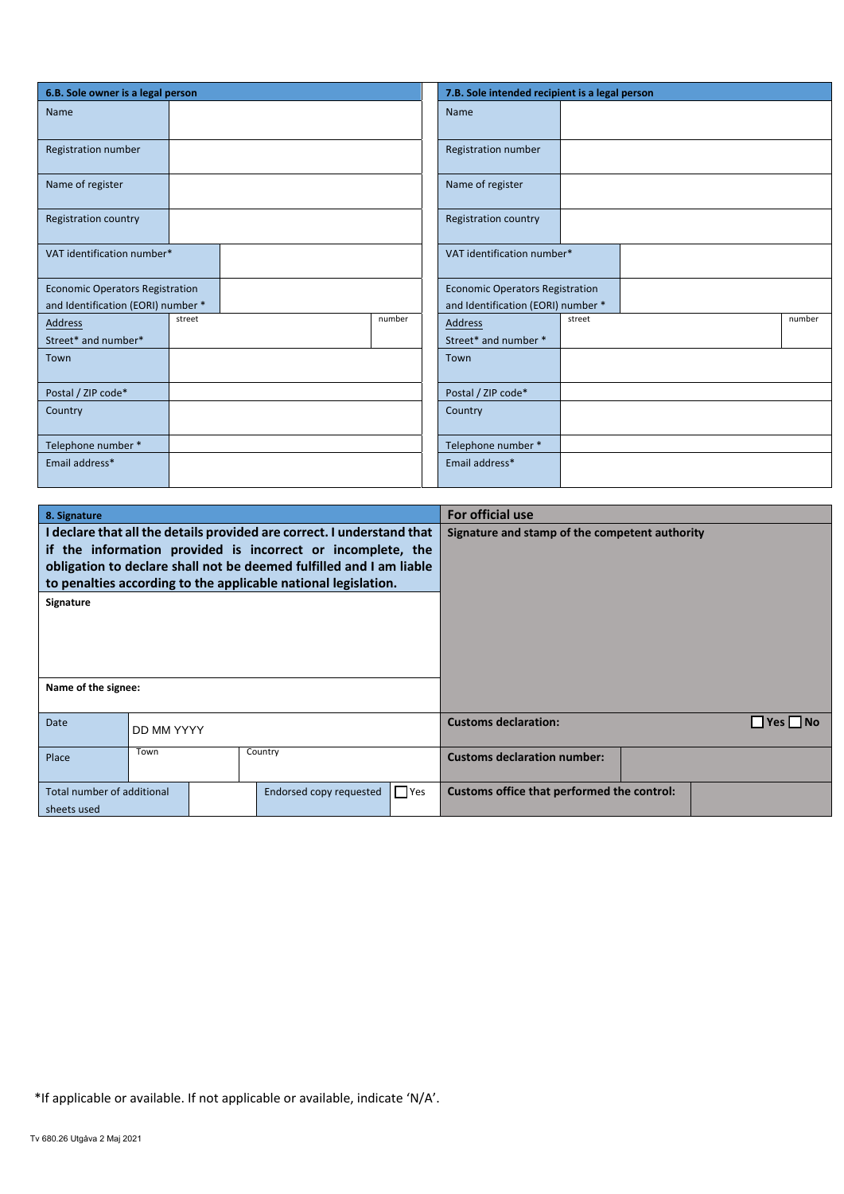| 6.B. Sole owner is a legal person | | |
|---|---|---|
| Name | | |
| Registration number | | |
| Name of register | | |
| Registration country | | |
| VAT identification number* | | |
| Economic Operators Registration and Identification (EORI) number * | | |
| Address Street* and number* | street | number |
| Town | | |
| Postal / ZIP code* | | |
| Country | | |
| Telephone number * | | |
| Email address* | | |

| 7.B. Sole intended recipient is a legal person | | |
|---|---|---|
| Name | | |
| Registration number | | |
| Name of register | | |
| Registration country | | |
| VAT identification number* | | |
| Economic Operators Registration and Identification (EORI) number * | | |
| Address Street* and number * | street | number |
| Town | | |
| Postal / ZIP code* | | |
| Country | | |
| Telephone number * | | |
| Email address* | | |

| 8. Signature | | | |
|---|---|---|---|
| **I declare that all the details provided are correct. I understand that if the information provided is incorrect or incomplete, the obligation to declare shall not be deemed fulfilled and I am liable to penalties according to the applicable national legislation.** | | | |
| **Signature** | | | |
| **Name of the signee:** | | | |
| Date | DD MM YYYY | | |
| Place | Town | Country | |
| Total number of additional sheets used | | Endorsed copy requested | ☐ Yes |

| For official use | |
|---|---|
| **Signature and stamp of the competent authority** | |
| **Customs declaration:** | ☐ Yes ☐ No |
| **Customs declaration number:** | |
| **Customs office that performed the control:** | |

*If applicable or available. If not applicable or available, indicate 'N/A'.

Tv 680.26 Utgåva 2 Maj 2021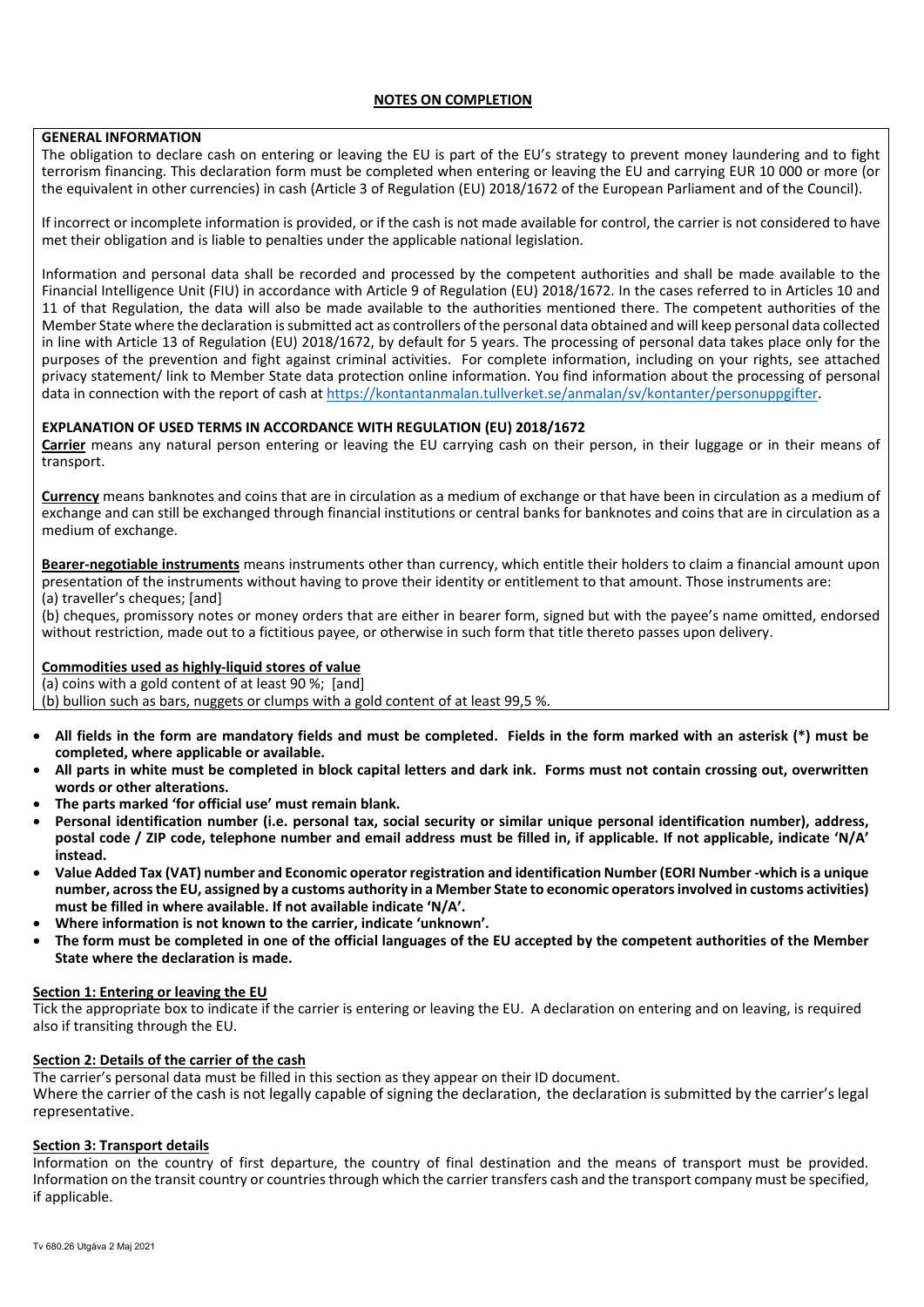## NOTES ON COMPLETION

### GENERAL INFORMATION

The obligation to declare cash on entering or leaving the EU is part of the EU's strategy to prevent money laundering and to fight terrorism financing. This declaration form must be completed when entering or leaving the EU and carrying EUR 10 000 or more (or the equivalent in other currencies) in cash (Article 3 of Regulation (EU) 2018/1672 of the European Parliament and of the Council).

If incorrect or incomplete information is provided, or if the cash is not made available for control, the carrier is not considered to have met their obligation and is liable to penalties under the applicable national legislation.

Information and personal data shall be recorded and processed by the competent authorities and shall be made available to the Financial Intelligence Unit (FIU) in accordance with Article 9 of Regulation (EU) 2018/1672. In the cases referred to in Articles 10 and 11 of that Regulation, the data will also be made available to the authorities mentioned there. The competent authorities of the Member State where the declaration is submitted act as controllers of the personal data obtained and will keep personal data collected in line with Article 13 of Regulation (EU) 2018/1672, by default for 5 years. The processing of personal data takes place only for the purposes of the prevention and fight against criminal activities. For complete information, including on your rights, see attached privacy statement/ link to Member State data protection online information. You find information about the processing of personal data in connection with the report of cash at https://kontantanmalan.tullverket.se/anmalan/sv/kontanter/personuppgifter.

### EXPLANATION OF USED TERMS IN ACCORDANCE WITH REGULATION (EU) 2018/1672

**Carrier** means any natural person entering or leaving the EU carrying cash on their person, in their luggage or in their means of transport.

**Currency** means banknotes and coins that are in circulation as a medium of exchange or that have been in circulation as a medium of exchange and can still be exchanged through financial institutions or central banks for banknotes and coins that are in circulation as a medium of exchange.

**Bearer-negotiable instruments** means instruments other than currency, which entitle their holders to claim a financial amount upon presentation of the instruments without having to prove their identity or entitlement to that amount. Those instruments are:
(a) traveller's cheques; [and]
(b) cheques, promissory notes or money orders that are either in bearer form, signed but with the payee's name omitted, endorsed without restriction, made out to a fictitious payee, or otherwise in such form that title thereto passes upon delivery.

**Commodities used as highly-liquid stores of value**
(a) coins with a gold content of at least 90 %; [and]
(b) bullion such as bars, nuggets or clumps with a gold content of at least 99,5 %.

- **All fields in the form are mandatory fields and must be completed. Fields in the form marked with an asterisk (*) must be completed, where applicable or available.**
- **All parts in white must be completed in block capital letters and dark ink. Forms must not contain crossing out, overwritten words or other alterations.**
- **The parts marked 'for official use' must remain blank.**
- **Personal identification number (i.e. personal tax, social security or similar unique personal identification number), address, postal code / ZIP code, telephone number and email address must be filled in, if applicable. If not applicable, indicate 'N/A' instead.**
- **Value Added Tax (VAT) number and Economic operator registration and identification Number (EORI Number -which is a unique number, across the EU, assigned by a customs authority in a Member State to economic operators involved in customs activities) must be filled in where available. If not available indicate 'N/A'.**
- **Where information is not known to the carrier, indicate 'unknown'.**
- **The form must be completed in one of the official languages of the EU accepted by the competent authorities of the Member State where the declaration is made.**

### Section 1: Entering or leaving the EU

Tick the appropriate box to indicate if the carrier is entering or leaving the EU. A declaration on entering and on leaving, is required also if transiting through the EU.

### Section 2: Details of the carrier of the cash

The carrier's personal data must be filled in this section as they appear on their ID document.
Where the carrier of the cash is not legally capable of signing the declaration, the declaration is submitted by the carrier's legal representative.

### Section 3: Transport details

Information on the country of first departure, the country of final destination and the means of transport must be provided. Information on the transit country or countries through which the carrier transfers cash and the transport company must be specified, if applicable.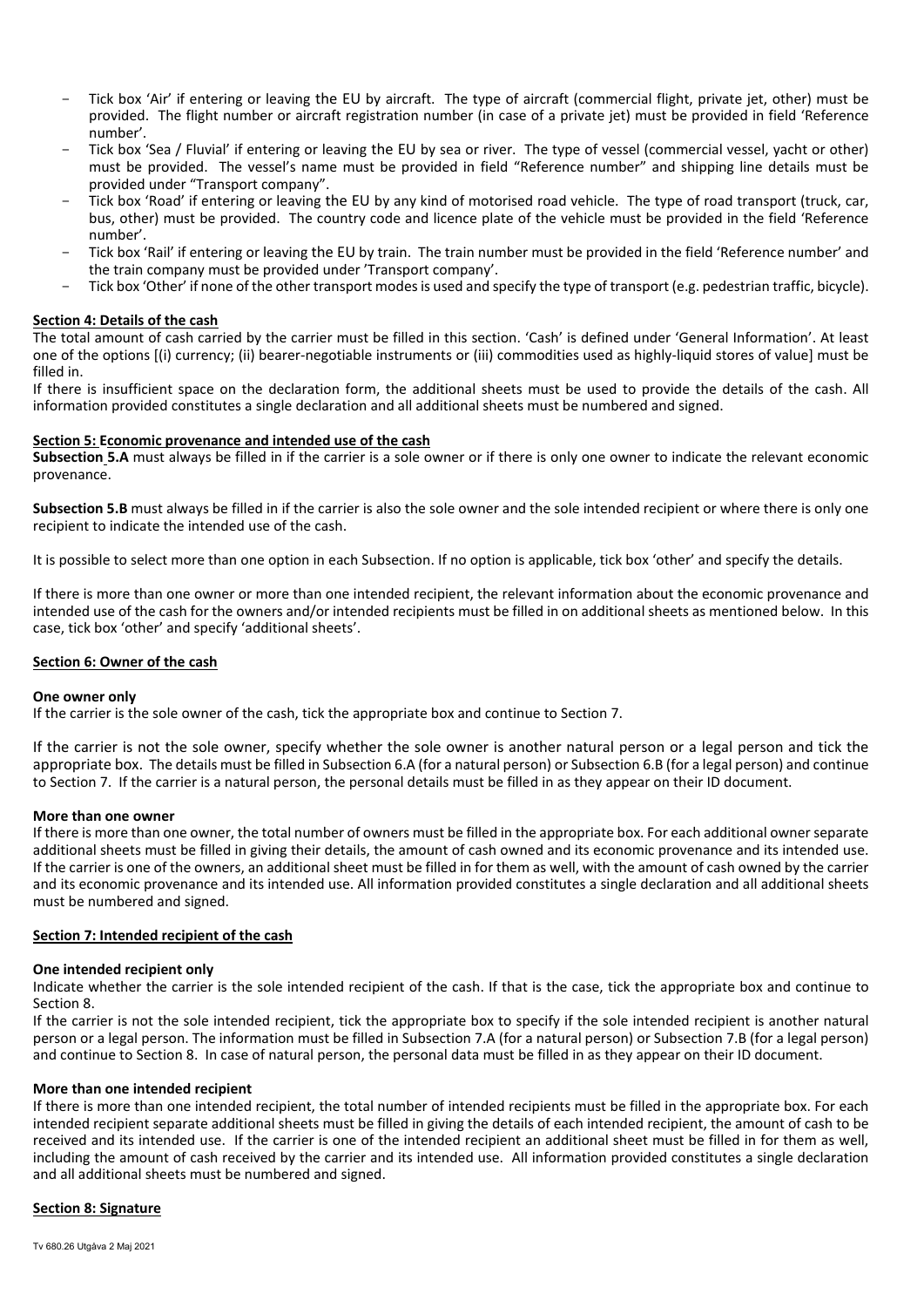- Tick box 'Air' if entering or leaving the EU by aircraft. The type of aircraft (commercial flight, private jet, other) must be provided. The flight number or aircraft registration number (in case of a private jet) must be provided in field 'Reference number'.
- Tick box 'Sea / Fluvial' if entering or leaving the EU by sea or river. The type of vessel (commercial vessel, yacht or other) must be provided. The vessel's name must be provided in field "Reference number" and shipping line details must be provided under "Transport company".
- Tick box 'Road' if entering or leaving the EU by any kind of motorised road vehicle. The type of road transport (truck, car, bus, other) must be provided. The country code and licence plate of the vehicle must be provided in the field 'Reference number'.
- Tick box 'Rail' if entering or leaving the EU by train. The train number must be provided in the field 'Reference number' and the train company must be provided under 'Transport company'.
- Tick box 'Other' if none of the other transport modes is used and specify the type of transport (e.g. pedestrian traffic, bicycle).

**Section 4: Details of the cash**

The total amount of cash carried by the carrier must be filled in this section. 'Cash' is defined under 'General Information'. At least one of the options [(i) currency; (ii) bearer-negotiable instruments or (iii) commodities used as highly-liquid stores of value] must be filled in.
If there is insufficient space on the declaration form, the additional sheets must be used to provide the details of the cash. All information provided constitutes a single declaration and all additional sheets must be numbered and signed.

**Section 5: Economic provenance and intended use of the cash**

**Subsection 5.A** must always be filled in if the carrier is a sole owner or if there is only one owner to indicate the relevant economic provenance.

**Subsection 5.B** must always be filled in if the carrier is also the sole owner and the sole intended recipient or where there is only one recipient to indicate the intended use of the cash.

It is possible to select more than one option in each Subsection. If no option is applicable, tick box 'other' and specify the details.

If there is more than one owner or more than one intended recipient, the relevant information about the economic provenance and intended use of the cash for the owners and/or intended recipients must be filled in on additional sheets as mentioned below. In this case, tick box 'other' and specify 'additional sheets'.

**Section 6: Owner of the cash**

**One owner only**

If the carrier is the sole owner of the cash, tick the appropriate box and continue to Section 7.

If the carrier is not the sole owner, specify whether the sole owner is another natural person or a legal person and tick the appropriate box. The details must be filled in Subsection 6.A (for a natural person) or Subsection 6.B (for a legal person) and continue to Section 7. If the carrier is a natural person, the personal details must be filled in as they appear on their ID document.

**More than one owner**

If there is more than one owner, the total number of owners must be filled in the appropriate box. For each additional owner separate additional sheets must be filled in giving their details, the amount of cash owned and its economic provenance and its intended use. If the carrier is one of the owners, an additional sheet must be filled in for them as well, with the amount of cash owned by the carrier and its economic provenance and its intended use. All information provided constitutes a single declaration and all additional sheets must be numbered and signed.

**Section 7: Intended recipient of the cash**

**One intended recipient only**

Indicate whether the carrier is the sole intended recipient of the cash. If that is the case, tick the appropriate box and continue to Section 8.
If the carrier is not the sole intended recipient, tick the appropriate box to specify if the sole intended recipient is another natural person or a legal person. The information must be filled in Subsection 7.A (for a natural person) or Subsection 7.B (for a legal person) and continue to Section 8. In case of natural person, the personal data must be filled in as they appear on their ID document.

**More than one intended recipient**

If there is more than one intended recipient, the total number of intended recipients must be filled in the appropriate box. For each intended recipient separate additional sheets must be filled in giving the details of each intended recipient, the amount of cash to be received and its intended use. If the carrier is one of the intended recipient an additional sheet must be filled in for them as well, including the amount of cash received by the carrier and its intended use. All information provided constitutes a single declaration and all additional sheets must be numbered and signed.

**Section 8: Signature**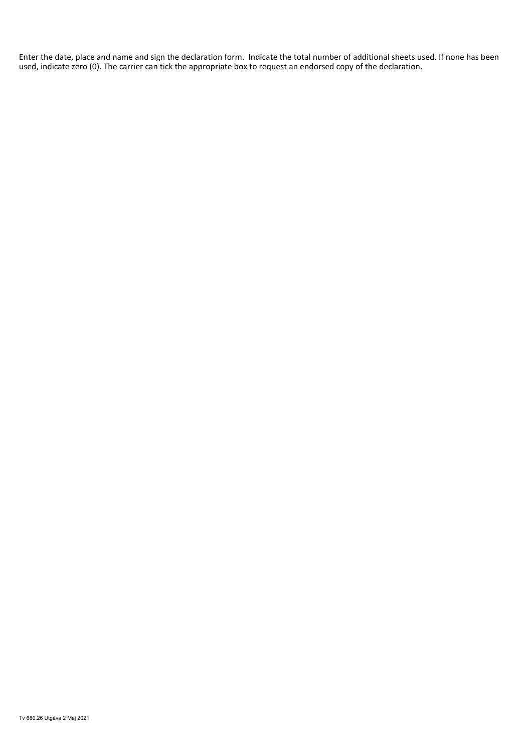Enter the date, place and name and sign the declaration form. Indicate the total number of additional sheets used. If none has been used, indicate zero (0). The carrier can tick the appropriate box to request an endorsed copy of the declaration.